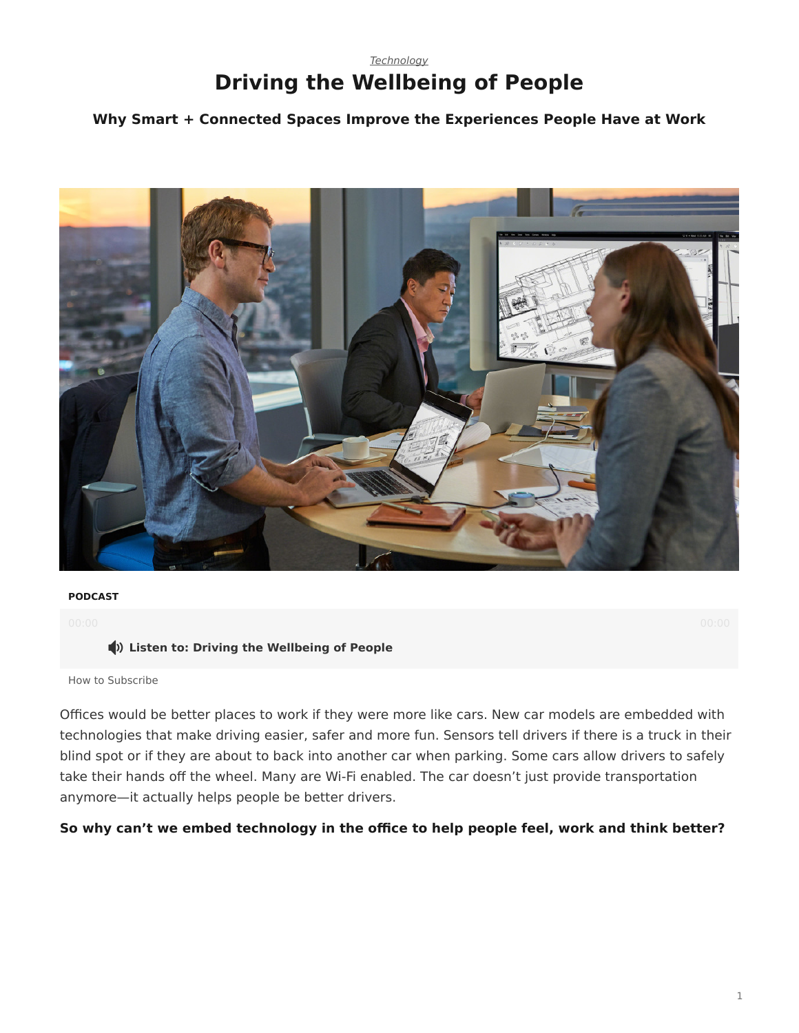*Technology*

# Driving the Wellbeing of People

### Why Smart + Connected Spaces Improve the Experiences People Have at Work

**PODCAST**

00:00 00:00

**Listen to: Driving the Wellbeing of People**

How to Subscribe

Offices would be better places to work if they were more like cars. New car models are embedded with technologies that make driving easier, safer and more fun. Sensors tell drivers if there is a truck in their blind spot or if they are about to back into another car when parking. Some cars allow drivers to safely take their hands off the wheel. Many are Wi-Fi enabled. The car doesn't just provide transportation anymore—it actually helps people be better drivers.

**So why can't we embed technology in the office to help people feel, work and think better?**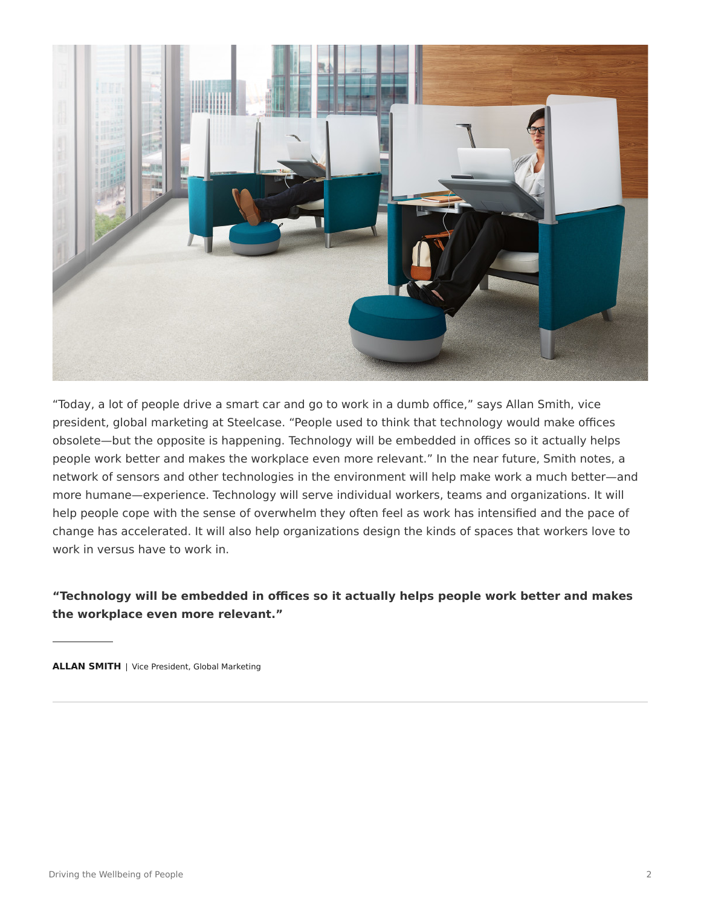"Today, a lot of people drive a smart car and go to work in a dumb office," says Allan Smith, vice president, global marketing at Steelcase. "People used to think that technology would make offices obsolete—but the opposite is happening. Technology will be embedded in offices so it actually helps people work better and makes the workplace even more relevant." In the near future, Smith notes, a network of sensors and other technologies in the environment will help make work a much better—and more humane—experience. Technology will serve individual workers, teams and organizations. It will help people cope with the sense of overwhelm they often feel as work has intensified and the pace of change has accelerated. It will also help organizations design the kinds of spaces that workers love to work in versus have to work in.

**"Technology will be embedded in offices so it actually helps people work better and makes the workplace even more relevant."**

---

**ALLAN SMITH** | Vice President, Global Marketing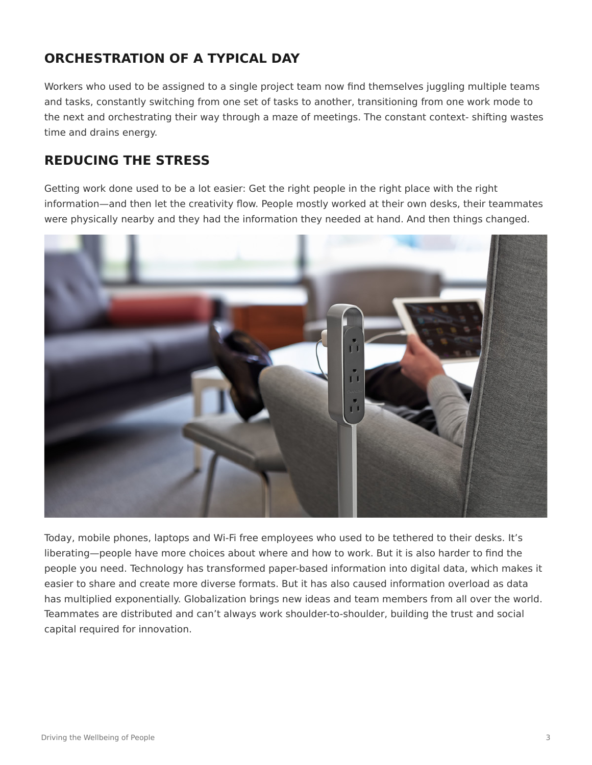## ORCHESTRATION OF A TYPICAL DAY

Workers who used to be assigned to a single project team now find themselves juggling multiple teams and tasks, constantly switching from one set of tasks to another, transitioning from one work mode to the next and orchestrating their way through a maze of meetings. The constant context- shifting wastes time and drains energy.

## REDUCING THE STRESS

Getting work done used to be a lot easier: Get the right people in the right place with the right information—and then let the creativity flow. People mostly worked at their own desks, their teammates were physically nearby and they had the information they needed at hand. And then things changed.

Today, mobile phones, laptops and Wi-Fi free employees who used to be tethered to their desks. It's liberating—people have more choices about where and how to work. But it is also harder to find the people you need. Technology has transformed paper-based information into digital data, which makes it easier to share and create more diverse formats. But it has also caused information overload as data has multiplied exponentially. Globalization brings new ideas and team members from all over the world. Teammates are distributed and can't always work shoulder-to-shoulder, building the trust and social capital required for innovation.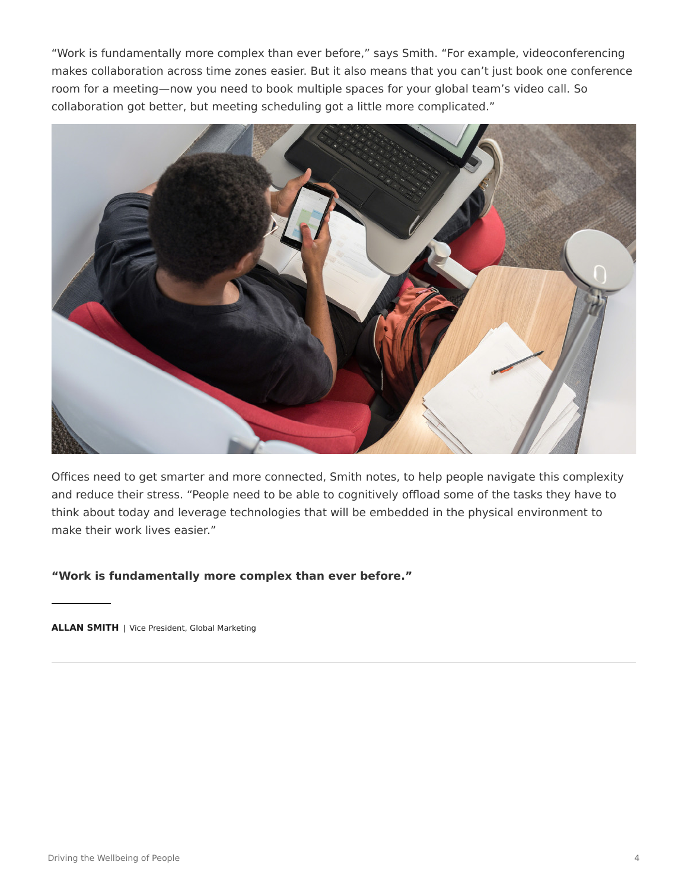“Work is fundamentally more complex than ever before,” says Smith. “For example, videoconferencing makes collaboration across time zones easier. But it also means that you can’t just book one conference room for a meeting—now you need to book multiple spaces for your global team’s video call. So collaboration got better, but meeting scheduling got a little more complicated.”

Offices need to get smarter and more connected, Smith notes, to help people navigate this complexity and reduce their stress. “People need to be able to cognitively offload some of the tasks they have to think about today and leverage technologies that will be embedded in the physical environment to make their work lives easier.”

**“Work is fundamentally more complex than ever before.”**

**ALLAN SMITH** | Vice President, Global Marketing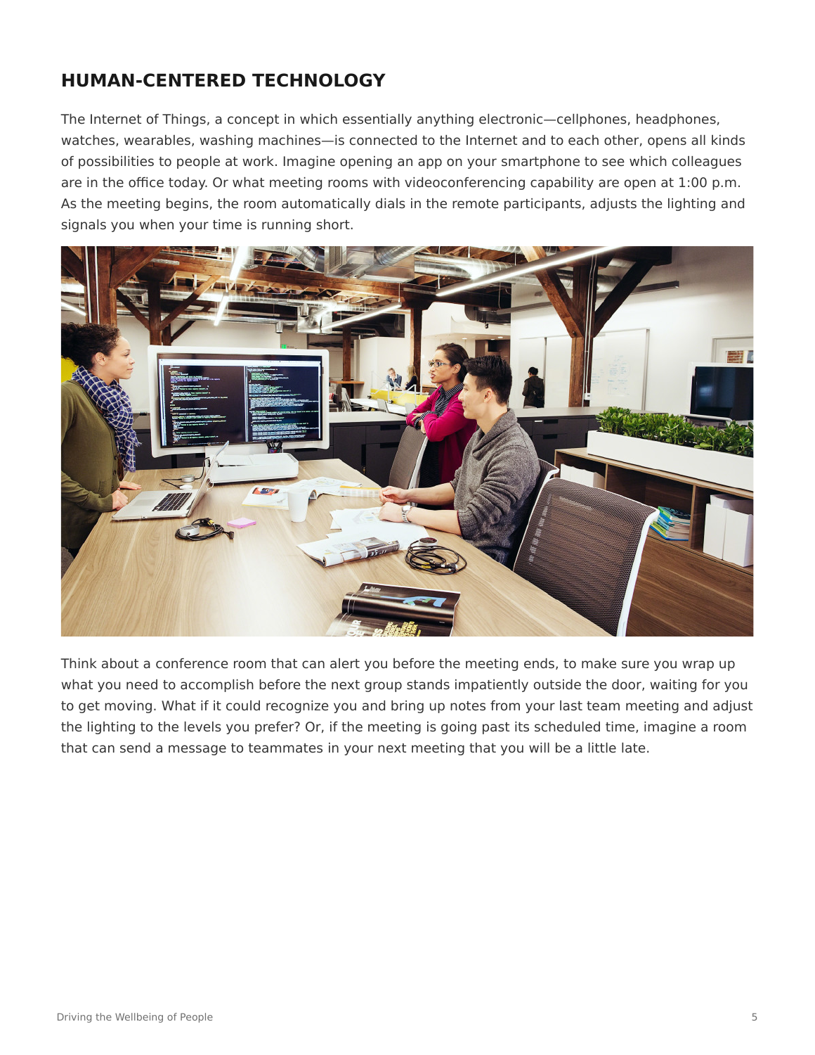## HUMAN-CENTERED TECHNOLOGY

The Internet of Things, a concept in which essentially anything electronic—cellphones, headphones, watches, wearables, washing machines—is connected to the Internet and to each other, opens all kinds of possibilities to people at work. Imagine opening an app on your smartphone to see which colleagues are in the office today. Or what meeting rooms with videoconferencing capability are open at 1:00 p.m. As the meeting begins, the room automatically dials in the remote participants, adjusts the lighting and signals you when your time is running short.

Think about a conference room that can alert you before the meeting ends, to make sure you wrap up what you need to accomplish before the next group stands impatiently outside the door, waiting for you to get moving. What if it could recognize you and bring up notes from your last team meeting and adjust the lighting to the levels you prefer? Or, if the meeting is going past its scheduled time, imagine a room that can send a message to teammates in your next meeting that you will be a little late.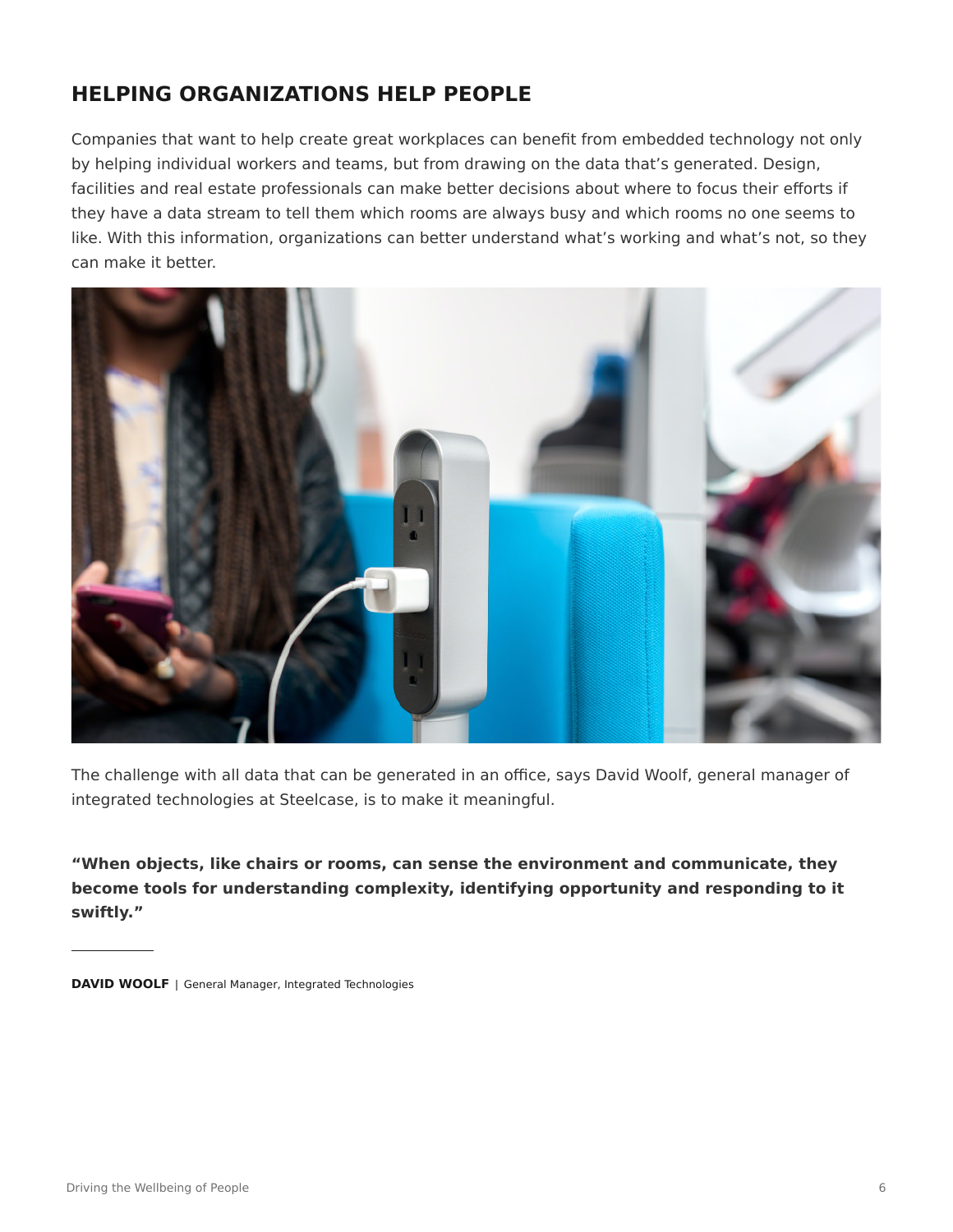## HELPING ORGANIZATIONS HELP PEOPLE

Companies that want to help create great workplaces can benefit from embedded technology not only by helping individual workers and teams, but from drawing on the data that's generated. Design, facilities and real estate professionals can make better decisions about where to focus their efforts if they have a data stream to tell them which rooms are always busy and which rooms no one seems to like. With this information, organizations can better understand what's working and what's not, so they can make it better.

The challenge with all data that can be generated in an office, says David Woolf, general manager of integrated technologies at Steelcase, is to make it meaningful.

**"When objects, like chairs or rooms, can sense the environment and communicate, they become tools for understanding complexity, identifying opportunity and responding to it swiftly."**

**DAVID WOOLF** | General Manager, Integrated Technologies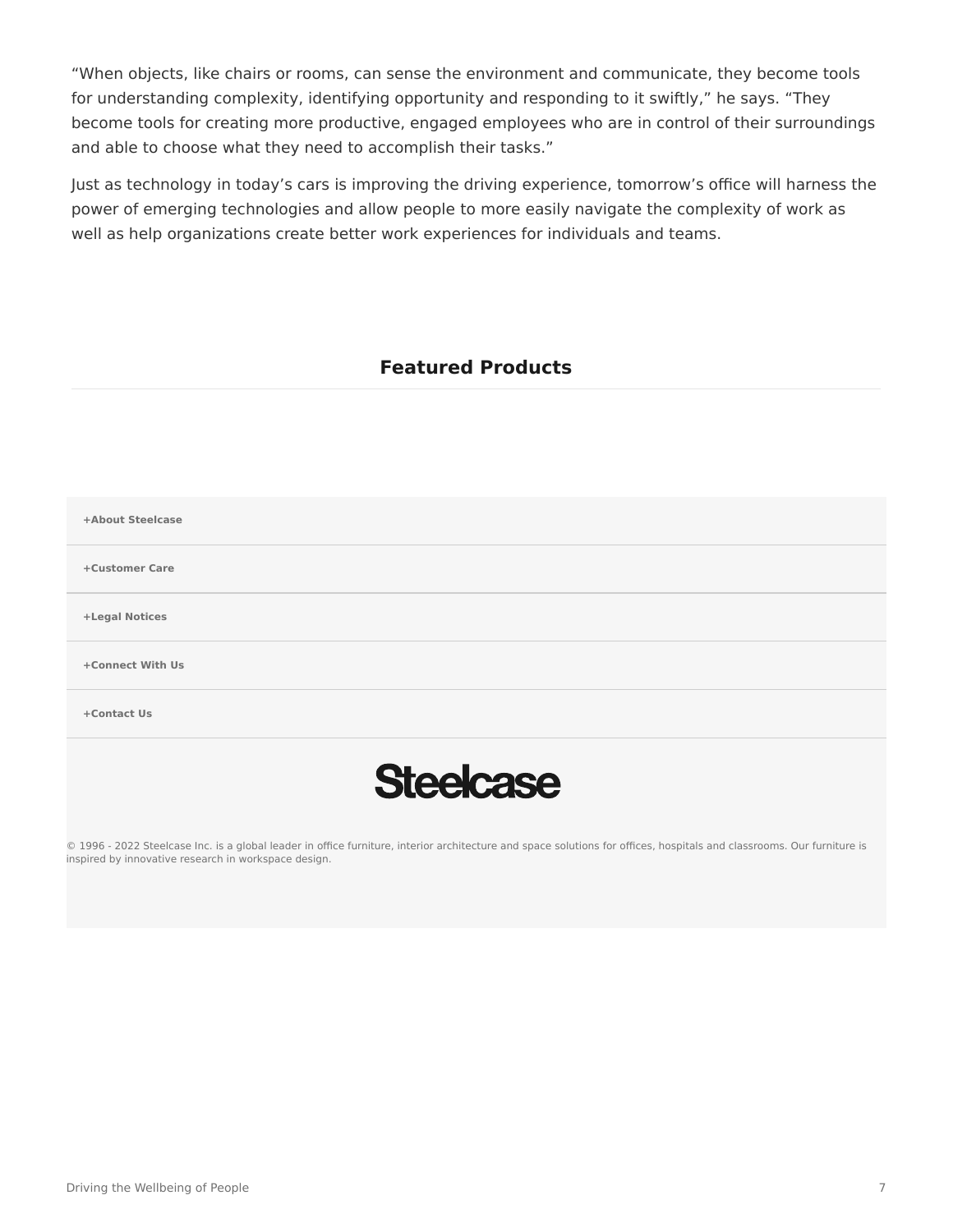"When objects, like chairs or rooms, can sense the environment and communicate, they become tools for understanding complexity, identifying opportunity and responding to it swiftly," he says. "They become tools for creating more productive, engaged employees who are in control of their surroundings and able to choose what they need to accomplish their tasks."

Just as technology in today's cars is improving the driving experience, tomorrow's office will harness the power of emerging technologies and allow people to more easily navigate the complexity of work as well as help organizations create better work experiences for individuals and teams.

## Featured Products

**+About Steelcase**

**+Customer Care**

**+Legal Notices**

**+Connect With Us**

**+Contact Us**

Steelcase

© 1996 - 2022 Steelcase Inc. is a global leader in office furniture, interior architecture and space solutions for offices, hospitals and classrooms. Our furniture is inspired by innovative research in workspace design.